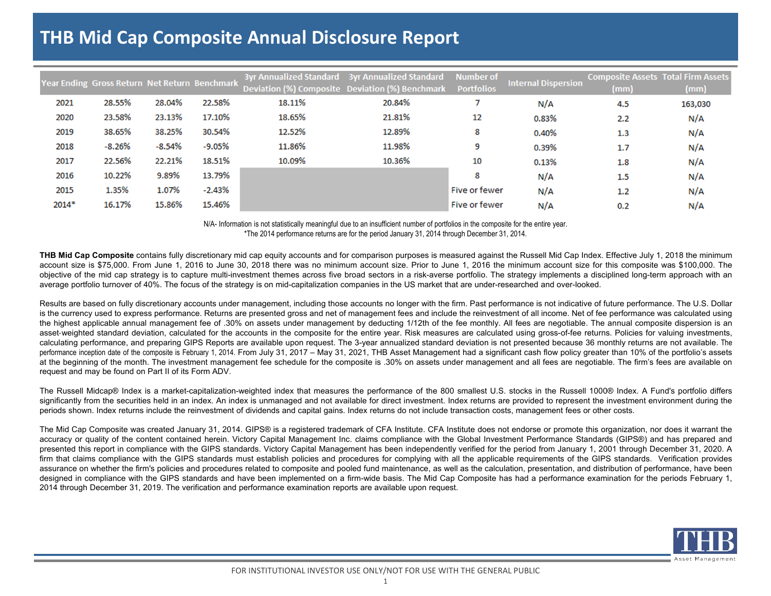# THB Mid Cap Composite Annual Disclosure Report

| Year Ending | Gross Return | Net Return | Benchmark | 3yr Annualized Standard Deviation (%) Composite | 3yr Annualized Standard Deviation (%) Benchmark | Number of Portfolios | Internal Dispersion | Composite Assets (mm) | Total Firm Assets (mm) |
|---|---|---|---|---|---|---|---|---|---|
| 2021 | 28.55% | 28.04% | 22.58% | 18.11% | 20.84% | 7 | N/A | 4.5 | 163,030 |
| 2020 | 23.58% | 23.13% | 17.10% | 18.65% | 21.81% | 12 | 0.83% | 2.2 | N/A |
| 2019 | 38.65% | 38.25% | 30.54% | 12.52% | 12.89% | 8 | 0.40% | 1.3 | N/A |
| 2018 | -8.26% | -8.54% | -9.05% | 11.86% | 11.98% | 9 | 0.39% | 1.7 | N/A |
| 2017 | 22.56% | 22.21% | 18.51% | 10.09% | 10.36% | 10 | 0.13% | 1.8 | N/A |
| 2016 | 10.22% | 9.89% | 13.79% | | | 8 | N/A | 1.5 | N/A |
| 2015 | 1.35% | 1.07% | -2.43% | | | Five or fewer | N/A | 1.2 | N/A |
| 2014* | 16.17% | 15.86% | 15.46% | | | Five or fewer | N/A | 0.2 | N/A |

N/A- Information is not statistically meaningful due to an insufficient number of portfolios in the composite for the entire year.
*The 2014 performance returns are for the period January 31, 2014 through December 31, 2014.

**THB Mid Cap Composite** contains fully discretionary mid cap equity accounts and for comparison purposes is measured against the Russell Mid Cap Index. Effective July 1, 2018 the minimum account size is $75,000. From June 1, 2016 to June 30, 2018 there was no minimum account size. Prior to June 1, 2016 the minimum account size for this composite was $100,000. The objective of the mid cap strategy is to capture multi-investment themes across five broad sectors in a risk-averse portfolio. The strategy implements a disciplined long-term approach with an average portfolio turnover of 40%. The focus of the strategy is on mid-capitalization companies in the US market that are under-researched and over-looked.

Results are based on fully discretionary accounts under management, including those accounts no longer with the firm. Past performance is not indicative of future performance. The U.S. Dollar is the currency used to express performance. Returns are presented gross and net of management fees and include the reinvestment of all income. Net of fee performance was calculated using the highest applicable annual management fee of .30% on assets under management by deducting 1/12th of the fee monthly. All fees are negotiable. The annual composite dispersion is an asset-weighted standard deviation, calculated for the accounts in the composite for the entire year. Risk measures are calculated using gross-of-fee returns. Policies for valuing investments, calculating performance, and preparing GIPS Reports are available upon request. The 3-year annualized standard deviation is not presented because 36 monthly returns are not available. The performance inception date of the composite is February 1, 2014. From July 31, 2017 – May 31, 2021, THB Asset Management had a significant cash flow policy greater than 10% of the portfolio's assets at the beginning of the month. The investment management fee schedule for the composite is .30% on assets under management and all fees are negotiable. The firm's fees are available on request and may be found on Part II of its Form ADV.

The Russell Midcap® Index is a market-capitalization-weighted index that measures the performance of the 800 smallest U.S. stocks in the Russell 1000® Index. A Fund's portfolio differs significantly from the securities held in an index. An index is unmanaged and not available for direct investment. Index returns are provided to represent the investment environment during the periods shown. Index returns include the reinvestment of dividends and capital gains. Index returns do not include transaction costs, management fees or other costs.

The Mid Cap Composite was created January 31, 2014. GIPS® is a registered trademark of CFA Institute. CFA Institute does not endorse or promote this organization, nor does it warrant the accuracy or quality of the content contained herein. Victory Capital Management Inc. claims compliance with the Global Investment Performance Standards (GIPS®) and has prepared and presented this report in compliance with the GIPS standards. Victory Capital Management has been independently verified for the period from January 1, 2001 through December 31, 2020. A firm that claims compliance with the GIPS standards must establish policies and procedures for complying with all the applicable requirements of the GIPS standards. Verification provides assurance on whether the firm's policies and procedures related to composite and pooled fund maintenance, as well as the calculation, presentation, and distribution of performance, have been designed in compliance with the GIPS standards and have been implemented on a firm-wide basis. The Mid Cap Composite has had a performance examination for the periods February 1, 2014 through December 31, 2019. The verification and performance examination reports are available upon request.

FOR INSTITUTIONAL INVESTOR USE ONLY/NOT FOR USE WITH THE GENERAL PUBLIC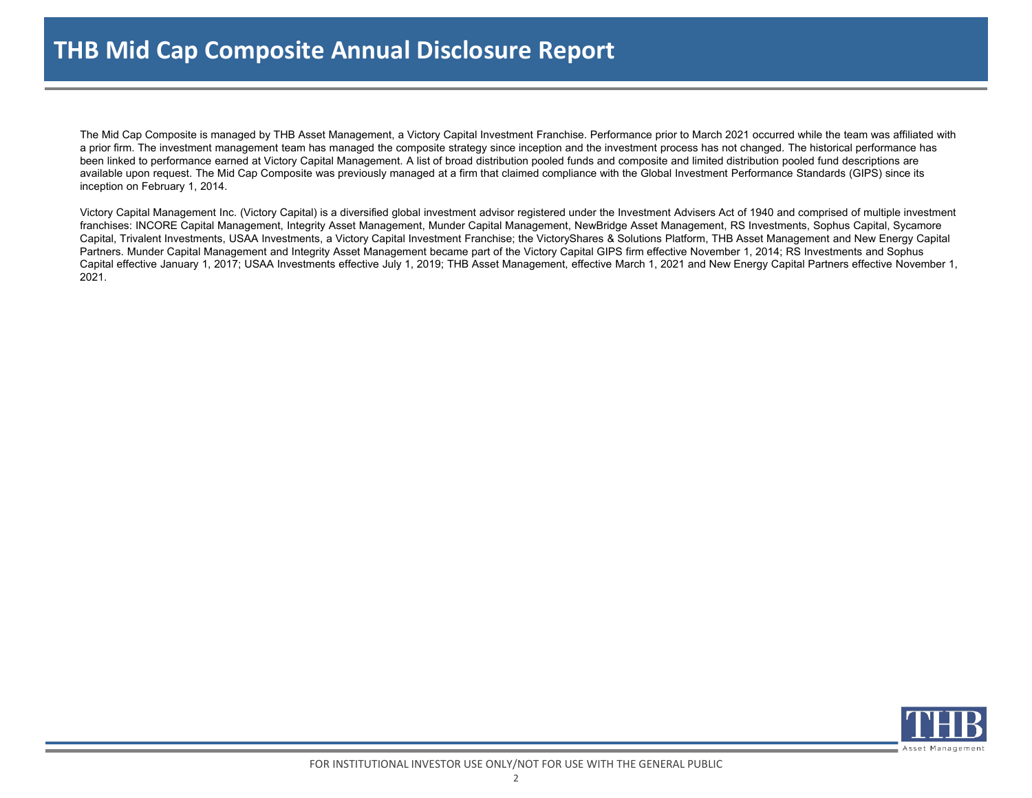# THB Mid Cap Composite Annual Disclosure Report

The Mid Cap Composite is managed by THB Asset Management, a Victory Capital Investment Franchise. Performance prior to March 2021 occurred while the team was affiliated with a prior firm. The investment management team has managed the composite strategy since inception and the investment process has not changed. The historical performance has been linked to performance earned at Victory Capital Management. A list of broad distribution pooled funds and composite and limited distribution pooled fund descriptions are available upon request. The Mid Cap Composite was previously managed at a firm that claimed compliance with the Global Investment Performance Standards (GIPS) since its inception on February 1, 2014.

Victory Capital Management Inc. (Victory Capital) is a diversified global investment advisor registered under the Investment Advisers Act of 1940 and comprised of multiple investment franchises: INCORE Capital Management, Integrity Asset Management, Munder Capital Management, NewBridge Asset Management, RS Investments, Sophus Capital, Sycamore Capital, Trivalent Investments, USAA Investments, a Victory Capital Investment Franchise; the VictoryShares & Solutions Platform, THB Asset Management and New Energy Capital Partners. Munder Capital Management and Integrity Asset Management became part of the Victory Capital GIPS firm effective November 1, 2014; RS Investments and Sophus Capital effective January 1, 2017; USAA Investments effective July 1, 2019; THB Asset Management, effective March 1, 2021 and New Energy Capital Partners effective November 1, 2021.

FOR INSTITUTIONAL INVESTOR USE ONLY/NOT FOR USE WITH THE GENERAL PUBLIC